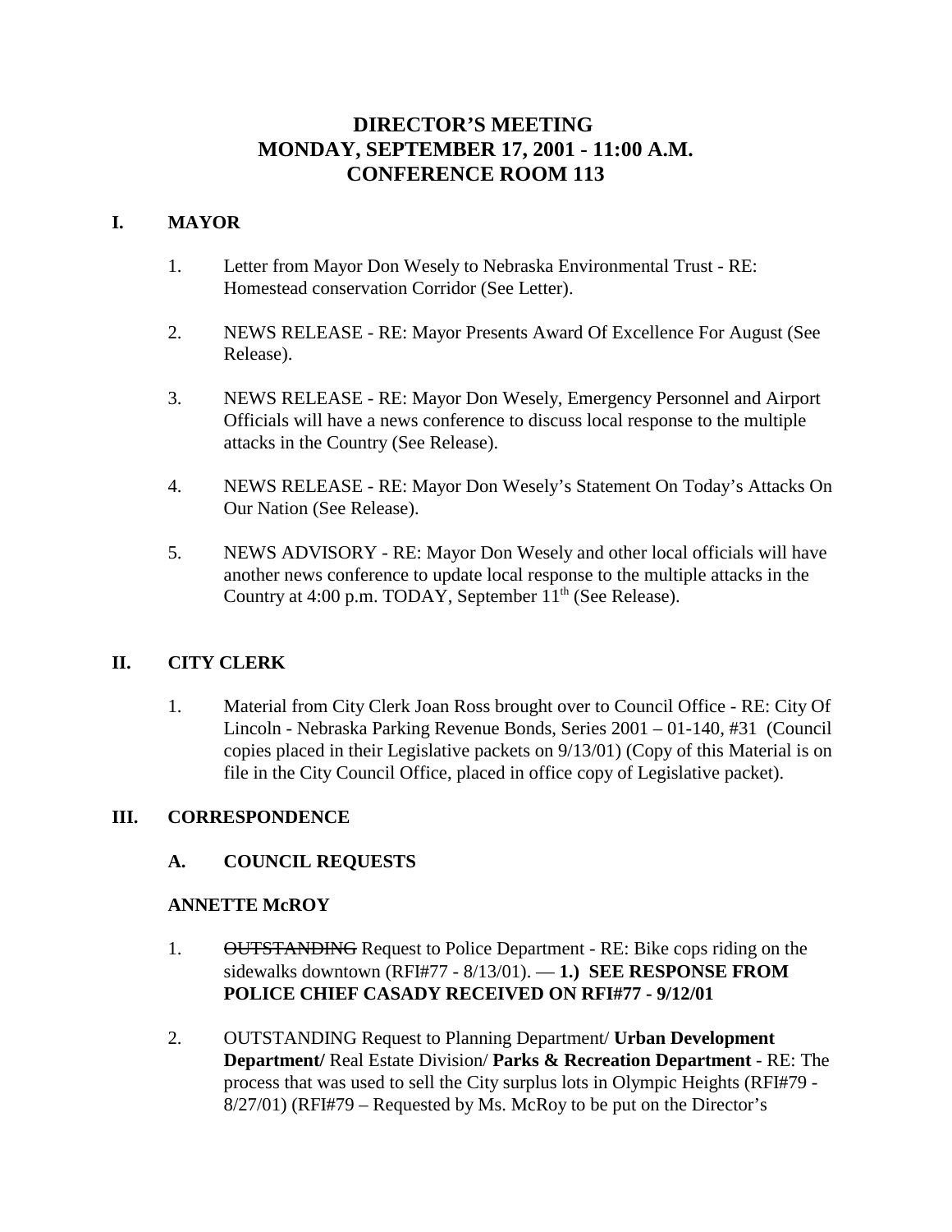# DIRECTOR'S MEETING
# MONDAY, SEPTEMBER 17, 2001 - 11:00 A.M.
# CONFERENCE ROOM 113

## I. MAYOR

1. Letter from Mayor Don Wesely to Nebraska Environmental Trust - RE: Homestead conservation Corridor (See Letter).

2. NEWS RELEASE - RE: Mayor Presents Award Of Excellence For August (See Release).

3. NEWS RELEASE - RE: Mayor Don Wesely, Emergency Personnel and Airport Officials will have a news conference to discuss local response to the multiple attacks in the Country (See Release).

4. NEWS RELEASE - RE: Mayor Don Wesely's Statement On Today's Attacks On Our Nation (See Release).

5. NEWS ADVISORY - RE: Mayor Don Wesely and other local officials will have another news conference to update local response to the multiple attacks in the Country at 4:00 p.m. TODAY, September 11th (See Release).

## II. CITY CLERK

1. Material from City Clerk Joan Ross brought over to Council Office - RE: City Of Lincoln - Nebraska Parking Revenue Bonds, Series 2001 – 01-140, #31 (Council copies placed in their Legislative packets on 9/13/01) (Copy of this Material is on file in the City Council Office, placed in office copy of Legislative packet).

## III. CORRESPONDENCE

### A. COUNCIL REQUESTS

#### ANNETTE McROY

1. ~~OUTSTANDING~~ Request to Police Department - RE: Bike cops riding on the sidewalks downtown (RFI#77 - 8/13/01). — **1.) SEE RESPONSE FROM POLICE CHIEF CASADY RECEIVED ON RFI#77 - 9/12/01**

2. OUTSTANDING Request to Planning Department/ **Urban Development Department/** Real Estate Division/ **Parks & Recreation Department** - RE: The process that was used to sell the City surplus lots in Olympic Heights (RFI#79 - 8/27/01) (RFI#79 – Requested by Ms. McRoy to be put on the Director's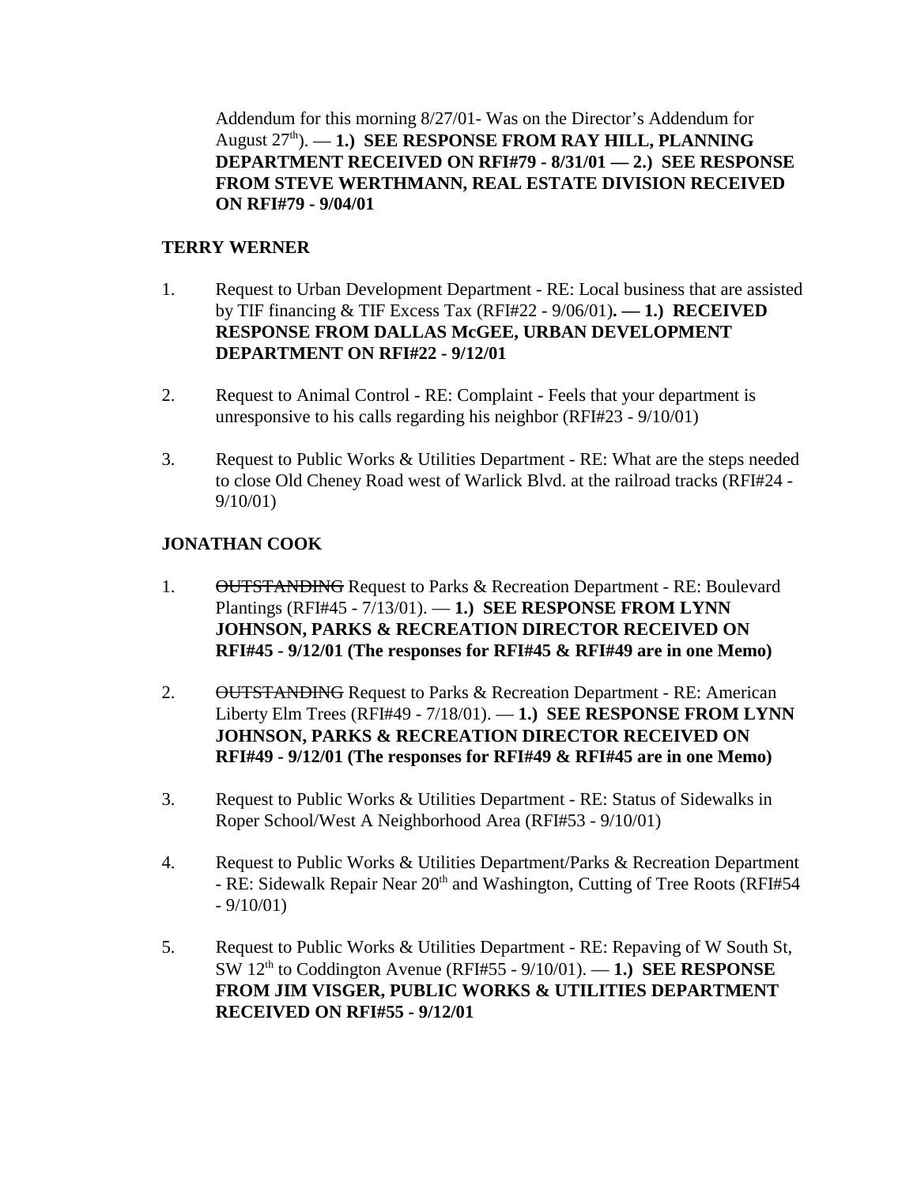Addendum for this morning 8/27/01- Was on the Director's Addendum for August 27th). — **1.) SEE RESPONSE FROM RAY HILL, PLANNING DEPARTMENT RECEIVED ON RFI#79 - 8/31/01 — 2.) SEE RESPONSE FROM STEVE WERTHMANN, REAL ESTATE DIVISION RECEIVED ON RFI#79 - 9/04/01**

**TERRY WERNER**

1. Request to Urban Development Department - RE: Local business that are assisted by TIF financing & TIF Excess Tax (RFI#22 - 9/06/01)**. — 1.) RECEIVED RESPONSE FROM DALLAS McGEE, URBAN DEVELOPMENT DEPARTMENT ON RFI#22 - 9/12/01**

2. Request to Animal Control - RE: Complaint - Feels that your department is unresponsive to his calls regarding his neighbor (RFI#23 - 9/10/01)

3. Request to Public Works & Utilities Department - RE: What are the steps needed to close Old Cheney Road west of Warlick Blvd. at the railroad tracks (RFI#24 - 9/10/01)

**JONATHAN COOK**

1. ~~OUTSTANDING~~ Request to Parks & Recreation Department - RE: Boulevard Plantings (RFI#45 - 7/13/01). — **1.) SEE RESPONSE FROM LYNN JOHNSON, PARKS & RECREATION DIRECTOR RECEIVED ON RFI#45 - 9/12/01 (The responses for RFI#45 & RFI#49 are in one Memo)**

2. ~~OUTSTANDING~~ Request to Parks & Recreation Department - RE: American Liberty Elm Trees (RFI#49 - 7/18/01). — **1.) SEE RESPONSE FROM LYNN JOHNSON, PARKS & RECREATION DIRECTOR RECEIVED ON RFI#49 - 9/12/01 (The responses for RFI#49 & RFI#45 are in one Memo)**

3. Request to Public Works & Utilities Department - RE: Status of Sidewalks in Roper School/West A Neighborhood Area (RFI#53 - 9/10/01)

4. Request to Public Works & Utilities Department/Parks & Recreation Department - RE: Sidewalk Repair Near 20th and Washington, Cutting of Tree Roots (RFI#54 - 9/10/01)

5. Request to Public Works & Utilities Department - RE: Repaving of W South St, SW 12th to Coddington Avenue (RFI#55 - 9/10/01). — **1.) SEE RESPONSE FROM JIM VISGER, PUBLIC WORKS & UTILITIES DEPARTMENT RECEIVED ON RFI#55 - 9/12/01**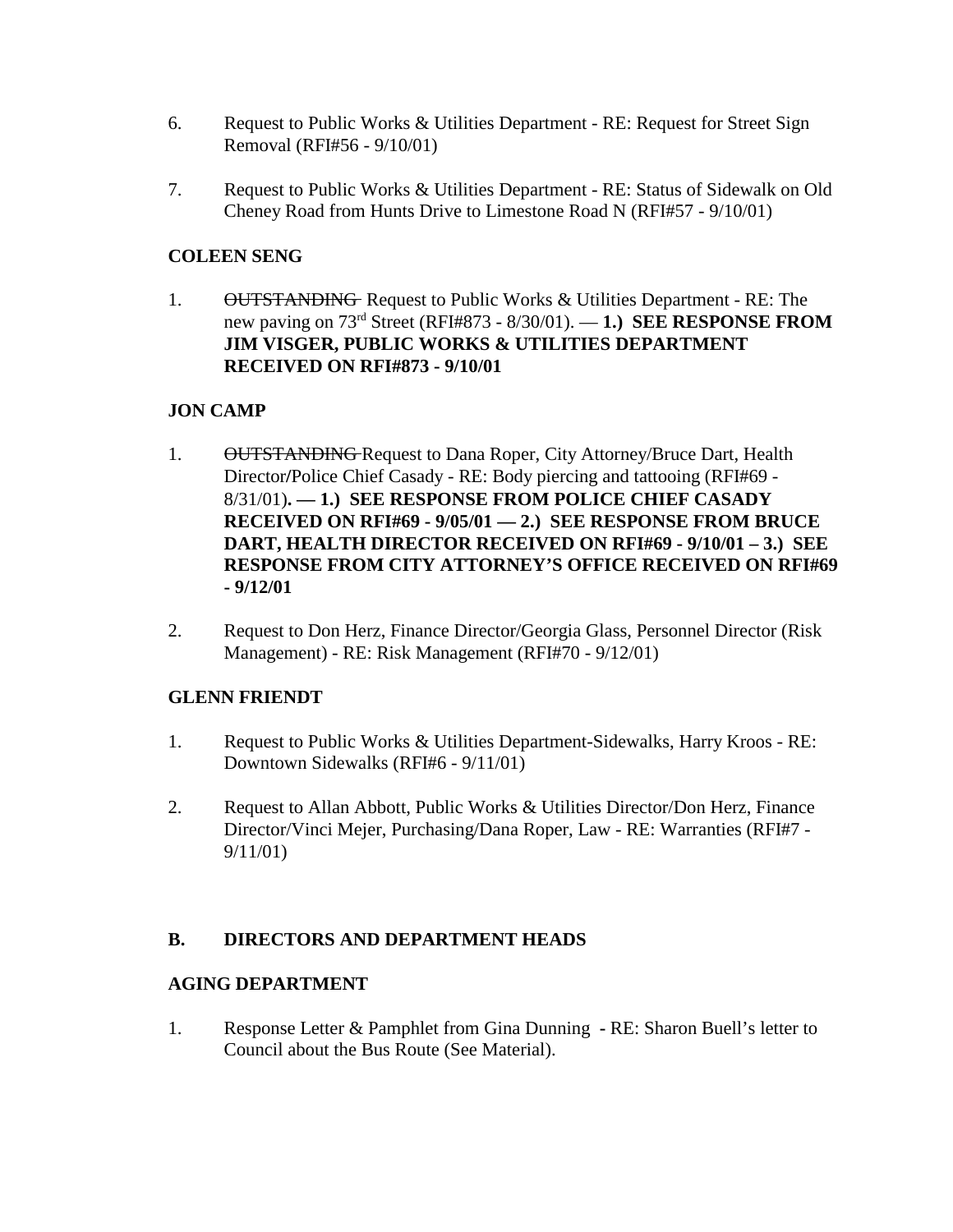6. Request to Public Works & Utilities Department - RE: Request for Street Sign Removal (RFI#56 - 9/10/01)

7. Request to Public Works & Utilities Department - RE: Status of Sidewalk on Old Cheney Road from Hunts Drive to Limestone Road N (RFI#57 - 9/10/01)

**COLEEN SENG**

1. ~~OUTSTANDING~~ Request to Public Works & Utilities Department - RE: The new paving on 73rd Street (RFI#873 - 8/30/01). — **1.) SEE RESPONSE FROM JIM VISGER, PUBLIC WORKS & UTILITIES DEPARTMENT RECEIVED ON RFI#873 - 9/10/01**

**JON CAMP**

1. ~~OUTSTANDING~~ Request to Dana Roper, City Attorney/Bruce Dart, Health Director/Police Chief Casady - RE: Body piercing and tattooing (RFI#69 - 8/31/01)**. — 1.) SEE RESPONSE FROM POLICE CHIEF CASADY RECEIVED ON RFI#69 - 9/05/01 — 2.) SEE RESPONSE FROM BRUCE DART, HEALTH DIRECTOR RECEIVED ON RFI#69 - 9/10/01 – 3.) SEE RESPONSE FROM CITY ATTORNEY'S OFFICE RECEIVED ON RFI#69 - 9/12/01**

2. Request to Don Herz, Finance Director/Georgia Glass, Personnel Director (Risk Management) - RE: Risk Management (RFI#70 - 9/12/01)

**GLENN FRIENDT**

1. Request to Public Works & Utilities Department-Sidewalks, Harry Kroos - RE: Downtown Sidewalks (RFI#6 - 9/11/01)

2. Request to Allan Abbott, Public Works & Utilities Director/Don Herz, Finance Director/Vinci Mejer, Purchasing/Dana Roper, Law - RE: Warranties (RFI#7 - 9/11/01)

**B. DIRECTORS AND DEPARTMENT HEADS**

**AGING DEPARTMENT**

1. Response Letter & Pamphlet from Gina Dunning **-** RE: Sharon Buell's letter to Council about the Bus Route (See Material).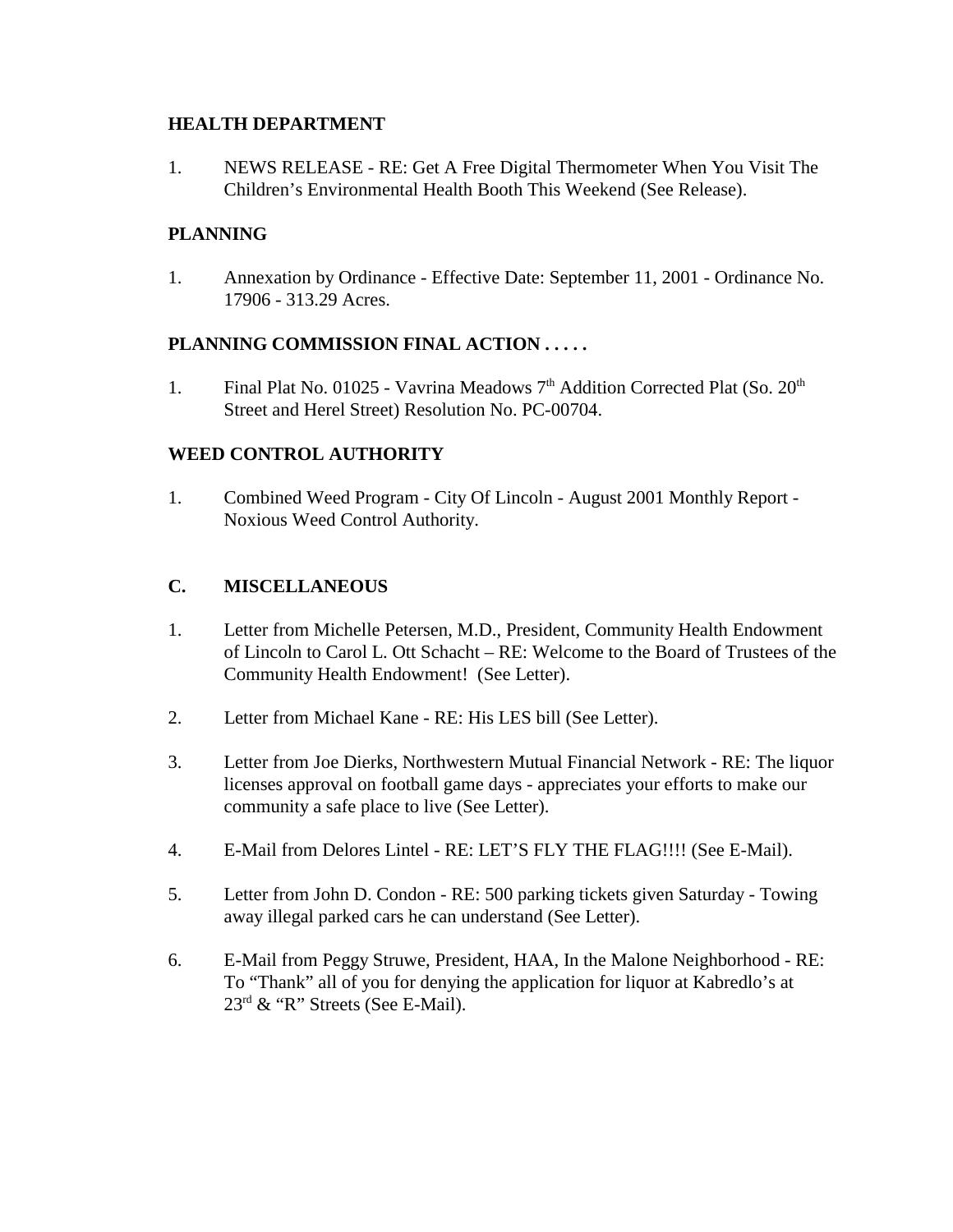**HEALTH DEPARTMENT**

1. NEWS RELEASE - RE: Get A Free Digital Thermometer When You Visit The Children's Environmental Health Booth This Weekend (See Release).

**PLANNING**

1. Annexation by Ordinance - Effective Date: September 11, 2001 - Ordinance No. 17906 - 313.29 Acres.

**PLANNING COMMISSION FINAL ACTION . . . . .**

1. Final Plat No. 01025 - Vavrina Meadows 7th Addition Corrected Plat (So. 20th Street and Herel Street) Resolution No. PC-00704.

**WEED CONTROL AUTHORITY**

1. Combined Weed Program - City Of Lincoln - August 2001 Monthly Report - Noxious Weed Control Authority.

**C. MISCELLANEOUS**

1. Letter from Michelle Petersen, M.D., President, Community Health Endowment of Lincoln to Carol L. Ott Schacht – RE: Welcome to the Board of Trustees of the Community Health Endowment! (See Letter).

2. Letter from Michael Kane - RE: His LES bill (See Letter).

3. Letter from Joe Dierks, Northwestern Mutual Financial Network - RE: The liquor licenses approval on football game days - appreciates your efforts to make our community a safe place to live (See Letter).

4. E-Mail from Delores Lintel - RE: LET'S FLY THE FLAG!!!! (See E-Mail).

5. Letter from John D. Condon - RE: 500 parking tickets given Saturday - Towing away illegal parked cars he can understand (See Letter).

6. E-Mail from Peggy Struwe, President, HAA, In the Malone Neighborhood - RE: To "Thank" all of you for denying the application for liquor at Kabredlo's at 23rd & "R" Streets (See E-Mail).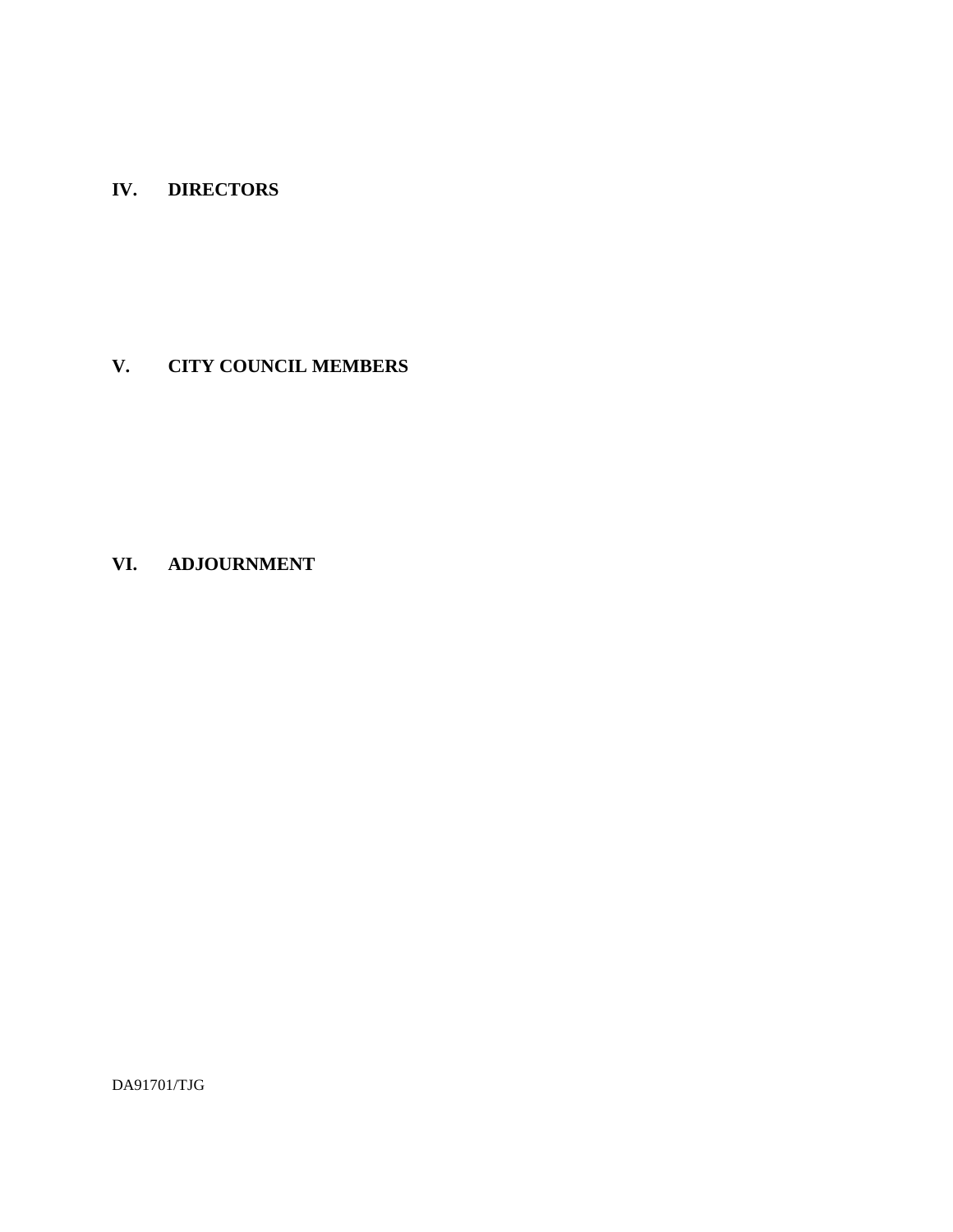## IV. DIRECTORS

## V. CITY COUNCIL MEMBERS

## VI. ADJOURNMENT

DA91701/TJG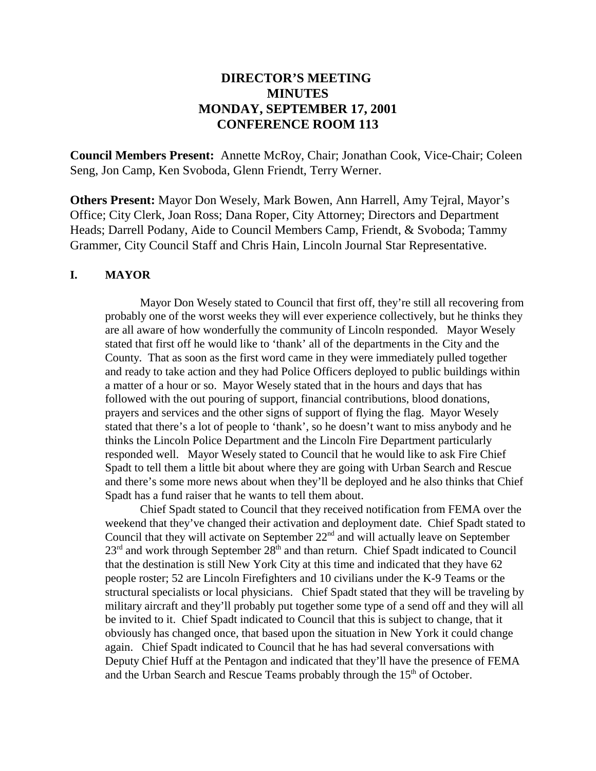# DIRECTOR'S MEETING
# MINUTES
# MONDAY, SEPTEMBER 17, 2001
# CONFERENCE ROOM 113

**Council Members Present:** Annette McRoy, Chair; Jonathan Cook, Vice-Chair; Coleen Seng, Jon Camp, Ken Svoboda, Glenn Friendt, Terry Werner.

**Others Present:** Mayor Don Wesely, Mark Bowen, Ann Harrell, Amy Tejral, Mayor's Office; City Clerk, Joan Ross; Dana Roper, City Attorney; Directors and Department Heads; Darrell Podany, Aide to Council Members Camp, Friendt, & Svoboda; Tammy Grammer, City Council Staff and Chris Hain, Lincoln Journal Star Representative.

## I. MAYOR

Mayor Don Wesely stated to Council that first off, they're still all recovering from probably one of the worst weeks they will ever experience collectively, but he thinks they are all aware of how wonderfully the community of Lincoln responded. Mayor Wesely stated that first off he would like to 'thank' all of the departments in the City and the County. That as soon as the first word came in they were immediately pulled together and ready to take action and they had Police Officers deployed to public buildings within a matter of a hour or so. Mayor Wesely stated that in the hours and days that has followed with the out pouring of support, financial contributions, blood donations, prayers and services and the other signs of support of flying the flag. Mayor Wesely stated that there's a lot of people to 'thank', so he doesn't want to miss anybody and he thinks the Lincoln Police Department and the Lincoln Fire Department particularly responded well. Mayor Wesely stated to Council that he would like to ask Fire Chief Spadt to tell them a little bit about where they are going with Urban Search and Rescue and there's some more news about when they'll be deployed and he also thinks that Chief Spadt has a fund raiser that he wants to tell them about.

Chief Spadt stated to Council that they received notification from FEMA over the weekend that they've changed their activation and deployment date. Chief Spadt stated to Council that they will activate on September 22nd and will actually leave on September 23rd and work through September 28th and than return. Chief Spadt indicated to Council that the destination is still New York City at this time and indicated that they have 62 people roster; 52 are Lincoln Firefighters and 10 civilians under the K-9 Teams or the structural specialists or local physicians. Chief Spadt stated that they will be traveling by military aircraft and they'll probably put together some type of a send off and they will all be invited to it. Chief Spadt indicated to Council that this is subject to change, that it obviously has changed once, that based upon the situation in New York it could change again. Chief Spadt indicated to Council that he has had several conversations with Deputy Chief Huff at the Pentagon and indicated that they'll have the presence of FEMA and the Urban Search and Rescue Teams probably through the 15th of October.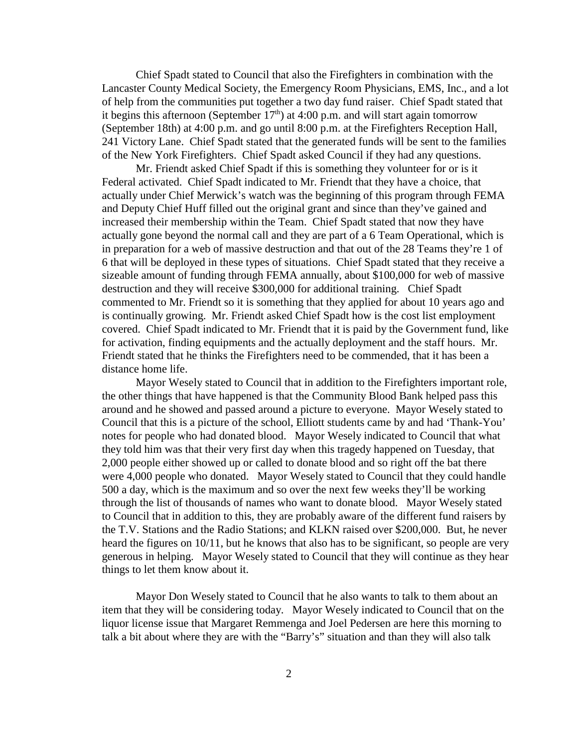Chief Spadt stated to Council that also the Firefighters in combination with the Lancaster County Medical Society, the Emergency Room Physicians, EMS, Inc., and a lot of help from the communities put together a two day fund raiser. Chief Spadt stated that it begins this afternoon (September 17th) at 4:00 p.m. and will start again tomorrow (September 18th) at 4:00 p.m. and go until 8:00 p.m. at the Firefighters Reception Hall, 241 Victory Lane. Chief Spadt stated that the generated funds will be sent to the families of the New York Firefighters. Chief Spadt asked Council if they had any questions.

Mr. Friendt asked Chief Spadt if this is something they volunteer for or is it Federal activated. Chief Spadt indicated to Mr. Friendt that they have a choice, that actually under Chief Merwick's watch was the beginning of this program through FEMA and Deputy Chief Huff filled out the original grant and since than they've gained and increased their membership within the Team. Chief Spadt stated that now they have actually gone beyond the normal call and they are part of a 6 Team Operational, which is in preparation for a web of massive destruction and that out of the 28 Teams they're 1 of 6 that will be deployed in these types of situations. Chief Spadt stated that they receive a sizeable amount of funding through FEMA annually, about $100,000 for web of massive destruction and they will receive $300,000 for additional training. Chief Spadt commented to Mr. Friendt so it is something that they applied for about 10 years ago and is continually growing. Mr. Friendt asked Chief Spadt how is the cost list employment covered. Chief Spadt indicated to Mr. Friendt that it is paid by the Government fund, like for activation, finding equipments and the actually deployment and the staff hours. Mr. Friendt stated that he thinks the Firefighters need to be commended, that it has been a distance home life.

Mayor Wesely stated to Council that in addition to the Firefighters important role, the other things that have happened is that the Community Blood Bank helped pass this around and he showed and passed around a picture to everyone. Mayor Wesely stated to Council that this is a picture of the school, Elliott students came by and had 'Thank-You' notes for people who had donated blood. Mayor Wesely indicated to Council that what they told him was that their very first day when this tragedy happened on Tuesday, that 2,000 people either showed up or called to donate blood and so right off the bat there were 4,000 people who donated. Mayor Wesely stated to Council that they could handle 500 a day, which is the maximum and so over the next few weeks they'll be working through the list of thousands of names who want to donate blood. Mayor Wesely stated to Council that in addition to this, they are probably aware of the different fund raisers by the T.V. Stations and the Radio Stations; and KLKN raised over $200,000. But, he never heard the figures on 10/11, but he knows that also has to be significant, so people are very generous in helping. Mayor Wesely stated to Council that they will continue as they hear things to let them know about it.

Mayor Don Wesely stated to Council that he also wants to talk to them about an item that they will be considering today. Mayor Wesely indicated to Council that on the liquor license issue that Margaret Remmenga and Joel Pedersen are here this morning to talk a bit about where they are with the "Barry's" situation and than they will also talk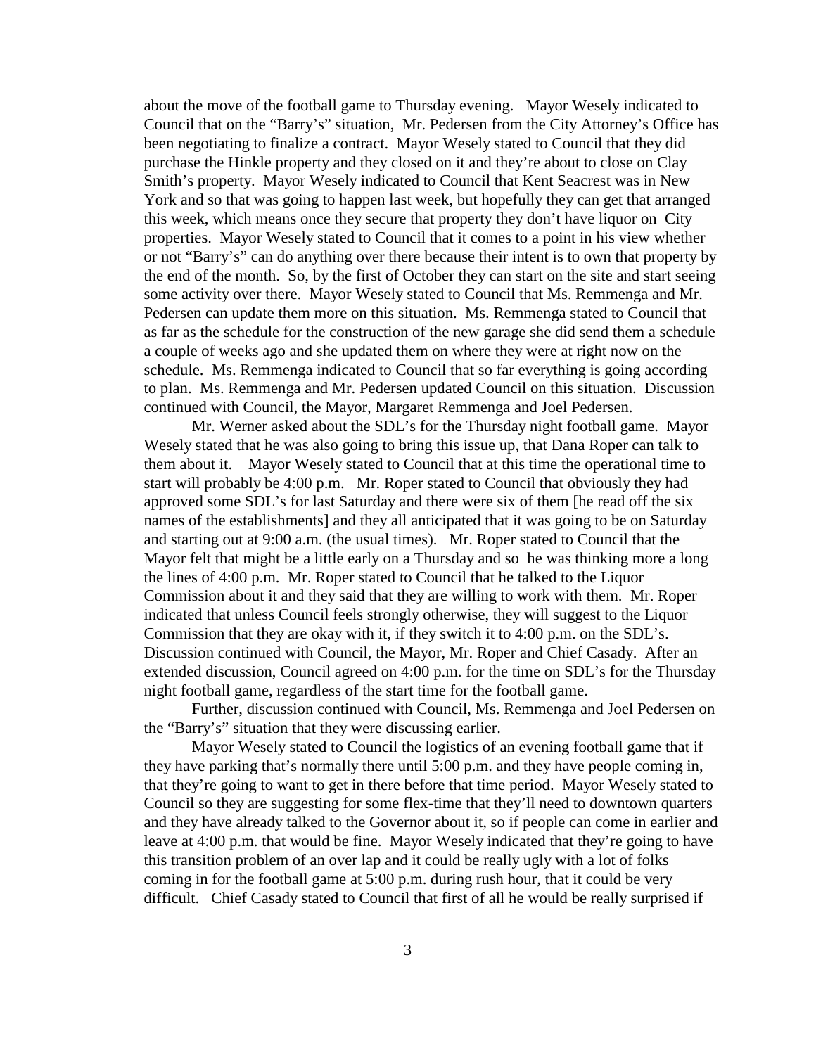about the move of the football game to Thursday evening. Mayor Wesely indicated to Council that on the "Barry's" situation, Mr. Pedersen from the City Attorney's Office has been negotiating to finalize a contract. Mayor Wesely stated to Council that they did purchase the Hinkle property and they closed on it and they're about to close on Clay Smith's property. Mayor Wesely indicated to Council that Kent Seacrest was in New York and so that was going to happen last week, but hopefully they can get that arranged this week, which means once they secure that property they don't have liquor on City properties. Mayor Wesely stated to Council that it comes to a point in his view whether or not "Barry's" can do anything over there because their intent is to own that property by the end of the month. So, by the first of October they can start on the site and start seeing some activity over there. Mayor Wesely stated to Council that Ms. Remmenga and Mr. Pedersen can update them more on this situation. Ms. Remmenga stated to Council that as far as the schedule for the construction of the new garage she did send them a schedule a couple of weeks ago and she updated them on where they were at right now on the schedule. Ms. Remmenga indicated to Council that so far everything is going according to plan. Ms. Remmenga and Mr. Pedersen updated Council on this situation. Discussion continued with Council, the Mayor, Margaret Remmenga and Joel Pedersen.

Mr. Werner asked about the SDL's for the Thursday night football game. Mayor Wesely stated that he was also going to bring this issue up, that Dana Roper can talk to them about it. Mayor Wesely stated to Council that at this time the operational time to start will probably be 4:00 p.m. Mr. Roper stated to Council that obviously they had approved some SDL's for last Saturday and there were six of them [he read off the six names of the establishments] and they all anticipated that it was going to be on Saturday and starting out at 9:00 a.m. (the usual times). Mr. Roper stated to Council that the Mayor felt that might be a little early on a Thursday and so he was thinking more a long the lines of 4:00 p.m. Mr. Roper stated to Council that he talked to the Liquor Commission about it and they said that they are willing to work with them. Mr. Roper indicated that unless Council feels strongly otherwise, they will suggest to the Liquor Commission that they are okay with it, if they switch it to 4:00 p.m. on the SDL's. Discussion continued with Council, the Mayor, Mr. Roper and Chief Casady. After an extended discussion, Council agreed on 4:00 p.m. for the time on SDL's for the Thursday night football game, regardless of the start time for the football game.

Further, discussion continued with Council, Ms. Remmenga and Joel Pedersen on the "Barry's" situation that they were discussing earlier.

Mayor Wesely stated to Council the logistics of an evening football game that if they have parking that's normally there until 5:00 p.m. and they have people coming in, that they're going to want to get in there before that time period. Mayor Wesely stated to Council so they are suggesting for some flex-time that they'll need to downtown quarters and they have already talked to the Governor about it, so if people can come in earlier and leave at 4:00 p.m. that would be fine. Mayor Wesely indicated that they're going to have this transition problem of an over lap and it could be really ugly with a lot of folks coming in for the football game at 5:00 p.m. during rush hour, that it could be very difficult. Chief Casady stated to Council that first of all he would be really surprised if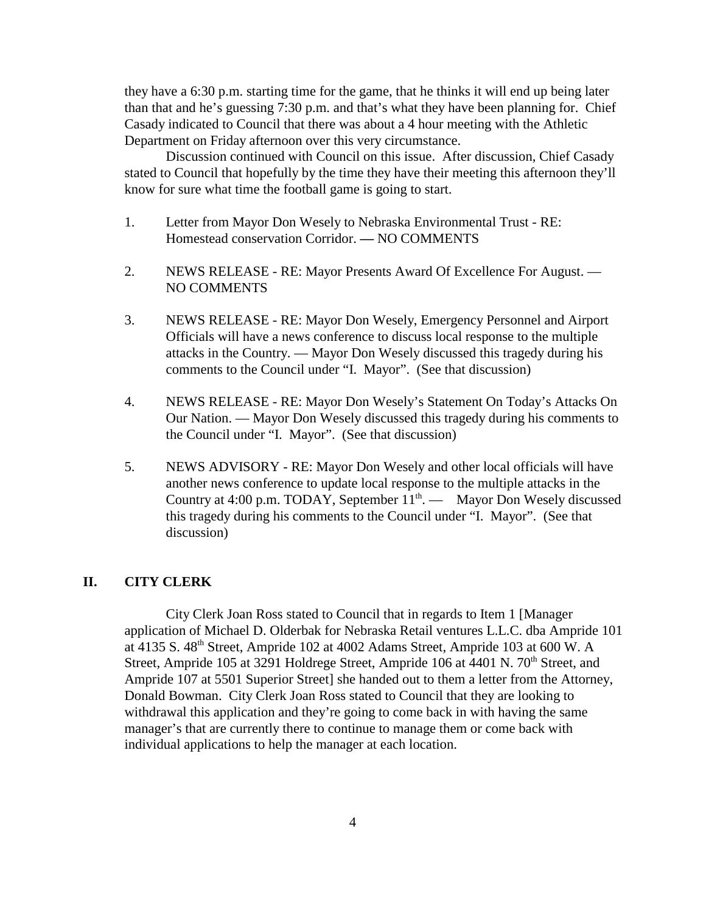they have a 6:30 p.m. starting time for the game, that he thinks it will end up being later than that and he's guessing 7:30 p.m. and that's what they have been planning for. Chief Casady indicated to Council that there was about a 4 hour meeting with the Athletic Department on Friday afternoon over this very circumstance.

Discussion continued with Council on this issue. After discussion, Chief Casady stated to Council that hopefully by the time they have their meeting this afternoon they'll know for sure what time the football game is going to start.

1. Letter from Mayor Don Wesely to Nebraska Environmental Trust - RE: Homestead conservation Corridor. — NO COMMENTS

2. NEWS RELEASE - RE: Mayor Presents Award Of Excellence For August. — NO COMMENTS

3. NEWS RELEASE - RE: Mayor Don Wesely, Emergency Personnel and Airport Officials will have a news conference to discuss local response to the multiple attacks in the Country. — Mayor Don Wesely discussed this tragedy during his comments to the Council under "I. Mayor". (See that discussion)

4. NEWS RELEASE - RE: Mayor Don Wesely's Statement On Today's Attacks On Our Nation. — Mayor Don Wesely discussed this tragedy during his comments to the Council under "I. Mayor". (See that discussion)

5. NEWS ADVISORY - RE: Mayor Don Wesely and other local officials will have another news conference to update local response to the multiple attacks in the Country at 4:00 p.m. TODAY, September 11th. — Mayor Don Wesely discussed this tragedy during his comments to the Council under "I. Mayor". (See that discussion)

## II. CITY CLERK

City Clerk Joan Ross stated to Council that in regards to Item 1 [Manager application of Michael D. Olderbak for Nebraska Retail ventures L.L.C. dba Ampride 101 at 4135 S. 48th Street, Ampride 102 at 4002 Adams Street, Ampride 103 at 600 W. A Street, Ampride 105 at 3291 Holdrege Street, Ampride 106 at 4401 N. 70th Street, and Ampride 107 at 5501 Superior Street] she handed out to them a letter from the Attorney, Donald Bowman. City Clerk Joan Ross stated to Council that they are looking to withdrawal this application and they're going to come back in with having the same manager's that are currently there to continue to manage them or come back with individual applications to help the manager at each location.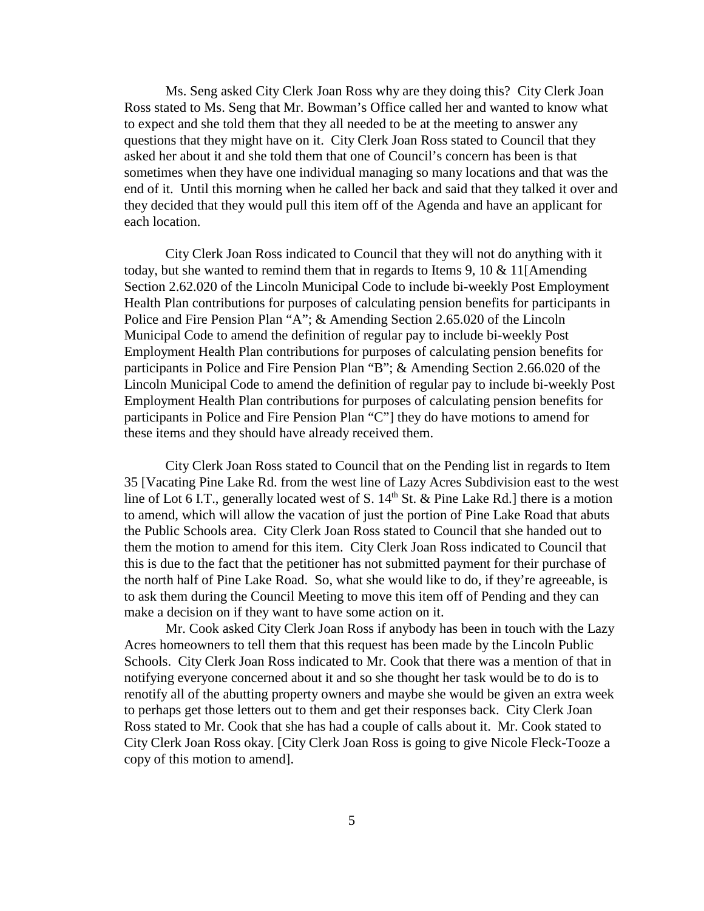Ms. Seng asked City Clerk Joan Ross why are they doing this? City Clerk Joan Ross stated to Ms. Seng that Mr. Bowman's Office called her and wanted to know what to expect and she told them that they all needed to be at the meeting to answer any questions that they might have on it. City Clerk Joan Ross stated to Council that they asked her about it and she told them that one of Council's concern has been is that sometimes when they have one individual managing so many locations and that was the end of it. Until this morning when he called her back and said that they talked it over and they decided that they would pull this item off of the Agenda and have an applicant for each location.

City Clerk Joan Ross indicated to Council that they will not do anything with it today, but she wanted to remind them that in regards to Items 9, 10 & 11[Amending Section 2.62.020 of the Lincoln Municipal Code to include bi-weekly Post Employment Health Plan contributions for purposes of calculating pension benefits for participants in Police and Fire Pension Plan "A"; & Amending Section 2.65.020 of the Lincoln Municipal Code to amend the definition of regular pay to include bi-weekly Post Employment Health Plan contributions for purposes of calculating pension benefits for participants in Police and Fire Pension Plan "B"; & Amending Section 2.66.020 of the Lincoln Municipal Code to amend the definition of regular pay to include bi-weekly Post Employment Health Plan contributions for purposes of calculating pension benefits for participants in Police and Fire Pension Plan "C"] they do have motions to amend for these items and they should have already received them.

City Clerk Joan Ross stated to Council that on the Pending list in regards to Item 35 [Vacating Pine Lake Rd. from the west line of Lazy Acres Subdivision east to the west line of Lot 6 I.T., generally located west of S. 14th St. & Pine Lake Rd.] there is a motion to amend, which will allow the vacation of just the portion of Pine Lake Road that abuts the Public Schools area. City Clerk Joan Ross stated to Council that she handed out to them the motion to amend for this item. City Clerk Joan Ross indicated to Council that this is due to the fact that the petitioner has not submitted payment for their purchase of the north half of Pine Lake Road. So, what she would like to do, if they're agreeable, is to ask them during the Council Meeting to move this item off of Pending and they can make a decision on if they want to have some action on it.

Mr. Cook asked City Clerk Joan Ross if anybody has been in touch with the Lazy Acres homeowners to tell them that this request has been made by the Lincoln Public Schools. City Clerk Joan Ross indicated to Mr. Cook that there was a mention of that in notifying everyone concerned about it and so she thought her task would be to do is to renotify all of the abutting property owners and maybe she would be given an extra week to perhaps get those letters out to them and get their responses back. City Clerk Joan Ross stated to Mr. Cook that she has had a couple of calls about it. Mr. Cook stated to City Clerk Joan Ross okay. [City Clerk Joan Ross is going to give Nicole Fleck-Tooze a copy of this motion to amend].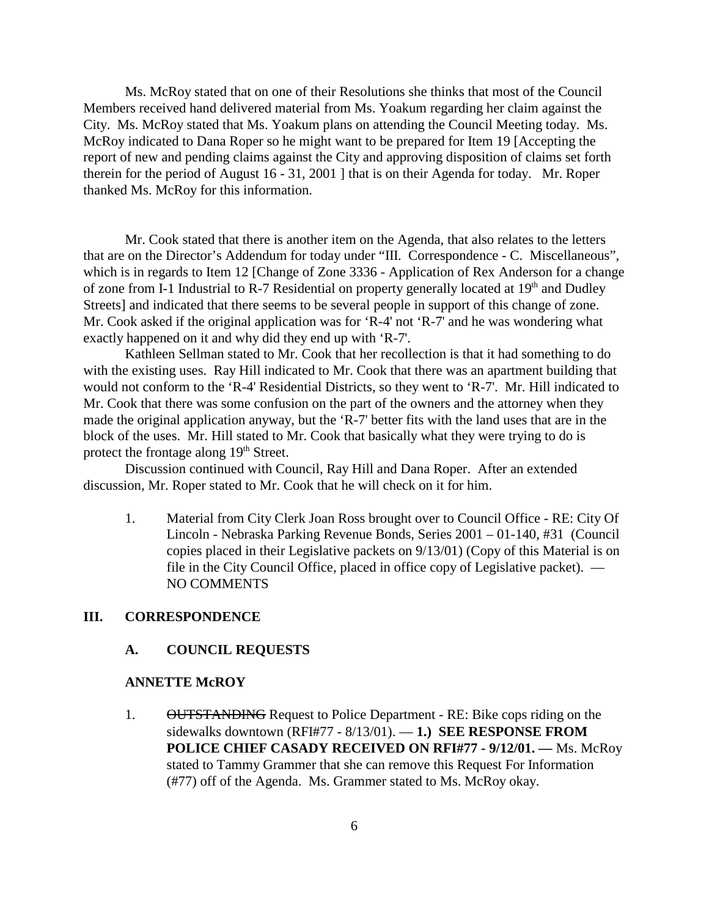Ms. McRoy stated that on one of their Resolutions she thinks that most of the Council Members received hand delivered material from Ms. Yoakum regarding her claim against the City. Ms. McRoy stated that Ms. Yoakum plans on attending the Council Meeting today. Ms. McRoy indicated to Dana Roper so he might want to be prepared for Item 19 [Accepting the report of new and pending claims against the City and approving disposition of claims set forth therein for the period of August 16 - 31, 2001 ] that is on their Agenda for today. Mr. Roper thanked Ms. McRoy for this information.

Mr. Cook stated that there is another item on the Agenda, that also relates to the letters that are on the Director's Addendum for today under "III. Correspondence - C. Miscellaneous", which is in regards to Item 12 [Change of Zone 3336 - Application of Rex Anderson for a change of zone from I-1 Industrial to R-7 Residential on property generally located at 19th and Dudley Streets] and indicated that there seems to be several people in support of this change of zone. Mr. Cook asked if the original application was for 'R-4' not 'R-7' and he was wondering what exactly happened on it and why did they end up with 'R-7'.

Kathleen Sellman stated to Mr. Cook that her recollection is that it had something to do with the existing uses. Ray Hill indicated to Mr. Cook that there was an apartment building that would not conform to the 'R-4' Residential Districts, so they went to 'R-7'. Mr. Hill indicated to Mr. Cook that there was some confusion on the part of the owners and the attorney when they made the original application anyway, but the 'R-7' better fits with the land uses that are in the block of the uses. Mr. Hill stated to Mr. Cook that basically what they were trying to do is protect the frontage along 19th Street.

Discussion continued with Council, Ray Hill and Dana Roper. After an extended discussion, Mr. Roper stated to Mr. Cook that he will check on it for him.

1. Material from City Clerk Joan Ross brought over to Council Office - RE: City Of Lincoln - Nebraska Parking Revenue Bonds, Series 2001 – 01-140, #31 (Council copies placed in their Legislative packets on 9/13/01) (Copy of this Material is on file in the City Council Office, placed in office copy of Legislative packet). — NO COMMENTS

## III. CORRESPONDENCE

### A. COUNCIL REQUESTS

**ANNETTE McROY**

1. ~~OUTSTANDING~~ Request to Police Department - RE: Bike cops riding on the sidewalks downtown (RFI#77 - 8/13/01). — **1.) SEE RESPONSE FROM POLICE CHIEF CASADY RECEIVED ON RFI#77 - 9/12/01. —** Ms. McRoy stated to Tammy Grammer that she can remove this Request For Information (#77) off of the Agenda. Ms. Grammer stated to Ms. McRoy okay.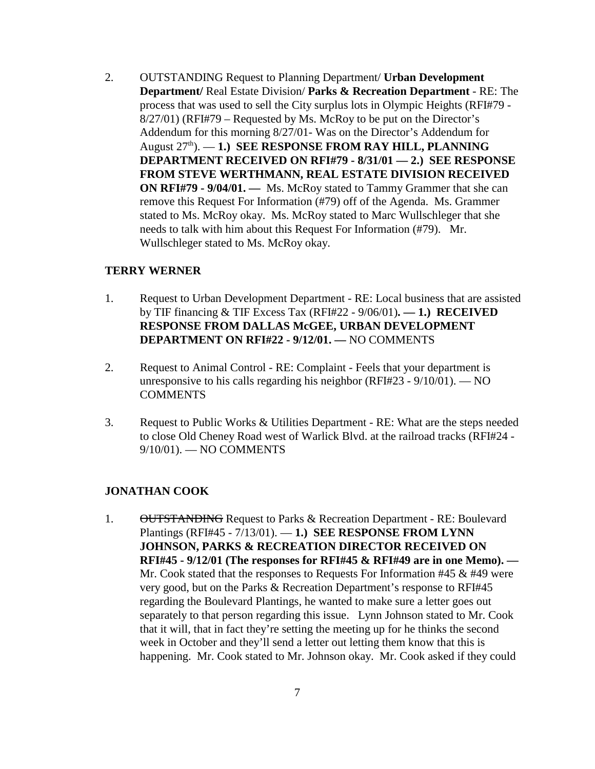2. OUTSTANDING Request to Planning Department/ **Urban Development Department/** Real Estate Division/ **Parks & Recreation Department** - RE: The process that was used to sell the City surplus lots in Olympic Heights (RFI#79 - 8/27/01) (RFI#79 – Requested by Ms. McRoy to be put on the Director's Addendum for this morning 8/27/01- Was on the Director's Addendum for August 27th). — **1.) SEE RESPONSE FROM RAY HILL, PLANNING DEPARTMENT RECEIVED ON RFI#79 - 8/31/01 — 2.) SEE RESPONSE FROM STEVE WERTHMANN, REAL ESTATE DIVISION RECEIVED ON RFI#79 - 9/04/01. —** Ms. McRoy stated to Tammy Grammer that she can remove this Request For Information (#79) off of the Agenda. Ms. Grammer stated to Ms. McRoy okay. Ms. McRoy stated to Marc Wullschleger that she needs to talk with him about this Request For Information (#79). Mr. Wullschleger stated to Ms. McRoy okay.

**TERRY WERNER**

1. Request to Urban Development Department - RE: Local business that are assisted by TIF financing & TIF Excess Tax (RFI#22 - 9/06/01)**. — 1.) RECEIVED RESPONSE FROM DALLAS McGEE, URBAN DEVELOPMENT DEPARTMENT ON RFI#22 - 9/12/01. —** NO COMMENTS

2. Request to Animal Control - RE: Complaint - Feels that your department is unresponsive to his calls regarding his neighbor (RFI#23 - 9/10/01). — NO COMMENTS

3. Request to Public Works & Utilities Department - RE: What are the steps needed to close Old Cheney Road west of Warlick Blvd. at the railroad tracks (RFI#24 - 9/10/01). — NO COMMENTS

**JONATHAN COOK**

1. ~~OUTSTANDING~~ Request to Parks & Recreation Department - RE: Boulevard Plantings (RFI#45 - 7/13/01). — **1.) SEE RESPONSE FROM LYNN JOHNSON, PARKS & RECREATION DIRECTOR RECEIVED ON RFI#45 - 9/12/01 (The responses for RFI#45 & RFI#49 are in one Memo). —** Mr. Cook stated that the responses to Requests For Information #45 & #49 were very good, but on the Parks & Recreation Department's response to RFI#45 regarding the Boulevard Plantings, he wanted to make sure a letter goes out separately to that person regarding this issue. Lynn Johnson stated to Mr. Cook that it will, that in fact they're setting the meeting up for he thinks the second week in October and they'll send a letter out letting them know that this is happening. Mr. Cook stated to Mr. Johnson okay. Mr. Cook asked if they could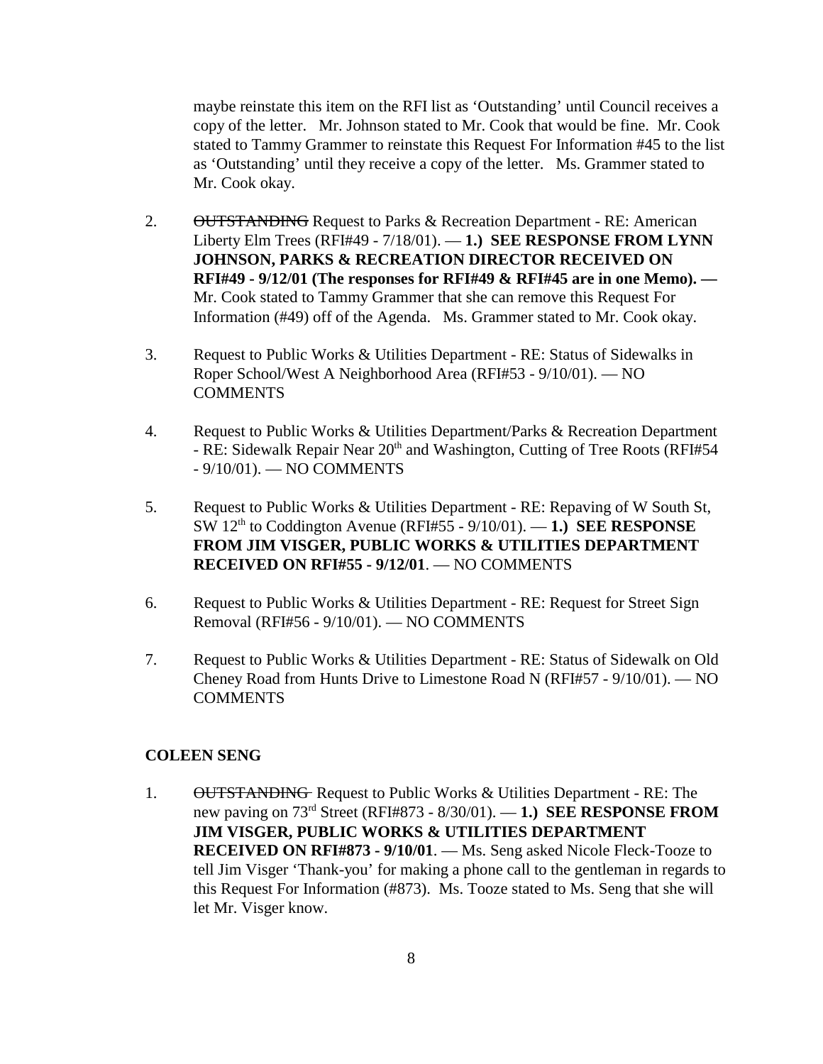maybe reinstate this item on the RFI list as 'Outstanding' until Council receives a copy of the letter.   Mr. Johnson stated to Mr. Cook that would be fine.  Mr. Cook stated to Tammy Grammer to reinstate this Request For Information #45 to the list as 'Outstanding' until they receive a copy of the letter.   Ms. Grammer stated to Mr. Cook okay.

2. ~~OUTSTANDING~~ Request to Parks & Recreation Department - RE: American Liberty Elm Trees (RFI#49 - 7/18/01). — **1.) SEE RESPONSE FROM LYNN JOHNSON, PARKS & RECREATION DIRECTOR RECEIVED ON RFI#49 - 9/12/01 (The responses for RFI#49 & RFI#45 are in one Memo). —** Mr. Cook stated to Tammy Grammer that she can remove this Request For Information (#49) off of the Agenda.   Ms. Grammer stated to Mr. Cook okay.

3. Request to Public Works & Utilities Department - RE: Status of Sidewalks in Roper School/West A Neighborhood Area (RFI#53 - 9/10/01). — NO COMMENTS

4. Request to Public Works & Utilities Department/Parks & Recreation Department - RE: Sidewalk Repair Near 20th and Washington, Cutting of Tree Roots (RFI#54 - 9/10/01). — NO COMMENTS

5. Request to Public Works & Utilities Department - RE: Repaving of W South St, SW 12th to Coddington Avenue (RFI#55 - 9/10/01). — **1.) SEE RESPONSE FROM JIM VISGER, PUBLIC WORKS & UTILITIES DEPARTMENT RECEIVED ON RFI#55 - 9/12/01**. — NO COMMENTS

6. Request to Public Works & Utilities Department - RE: Request for Street Sign Removal (RFI#56 - 9/10/01). — NO COMMENTS

7. Request to Public Works & Utilities Department - RE: Status of Sidewalk on Old Cheney Road from Hunts Drive to Limestone Road N (RFI#57 - 9/10/01). — NO COMMENTS

**COLEEN SENG**

1. ~~OUTSTANDING~~ Request to Public Works & Utilities Department - RE: The new paving on 73rd Street (RFI#873 - 8/30/01). — **1.) SEE RESPONSE FROM JIM VISGER, PUBLIC WORKS & UTILITIES DEPARTMENT RECEIVED ON RFI#873 - 9/10/01**. — Ms. Seng asked Nicole Fleck-Tooze to tell Jim Visger 'Thank-you' for making a phone call to the gentleman in regards to this Request For Information (#873).  Ms. Tooze stated to Ms. Seng that she will let Mr. Visger know.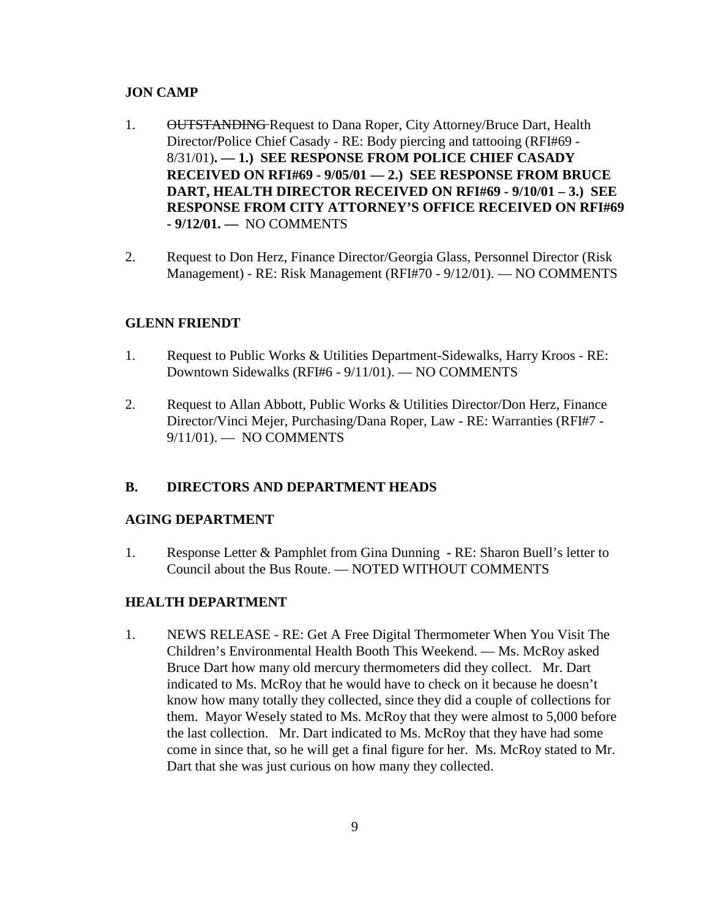**JON CAMP**

1. ~~OUTSTANDING~~ Request to Dana Roper, City Attorney/Bruce Dart, Health Director/Police Chief Casady - RE: Body piercing and tattooing (RFI#69 - 8/31/01)**. — 1.) SEE RESPONSE FROM POLICE CHIEF CASADY RECEIVED ON RFI#69 - 9/05/01 — 2.) SEE RESPONSE FROM BRUCE DART, HEALTH DIRECTOR RECEIVED ON RFI#69 - 9/10/01 – 3.) SEE RESPONSE FROM CITY ATTORNEY'S OFFICE RECEIVED ON RFI#69 - 9/12/01. —** NO COMMENTS

2. Request to Don Herz, Finance Director/Georgia Glass, Personnel Director (Risk Management) - RE: Risk Management (RFI#70 - 9/12/01). — NO COMMENTS

**GLENN FRIENDT**

1. Request to Public Works & Utilities Department-Sidewalks, Harry Kroos - RE: Downtown Sidewalks (RFI#6 - 9/11/01). — NO COMMENTS

2. Request to Allan Abbott, Public Works & Utilities Director/Don Herz, Finance Director/Vinci Mejer, Purchasing/Dana Roper, Law - RE: Warranties (RFI#7 - 9/11/01). — NO COMMENTS

**B. DIRECTORS AND DEPARTMENT HEADS**

**AGING DEPARTMENT**

1. Response Letter & Pamphlet from Gina Dunning - RE: Sharon Buell's letter to Council about the Bus Route. — NOTED WITHOUT COMMENTS

**HEALTH DEPARTMENT**

1. NEWS RELEASE - RE: Get A Free Digital Thermometer When You Visit The Children's Environmental Health Booth This Weekend. — Ms. McRoy asked Bruce Dart how many old mercury thermometers did they collect. Mr. Dart indicated to Ms. McRoy that he would have to check on it because he doesn't know how many totally they collected, since they did a couple of collections for them. Mayor Wesely stated to Ms. McRoy that they were almost to 5,000 before the last collection. Mr. Dart indicated to Ms. McRoy that they have had some come in since that, so he will get a final figure for her. Ms. McRoy stated to Mr. Dart that she was just curious on how many they collected.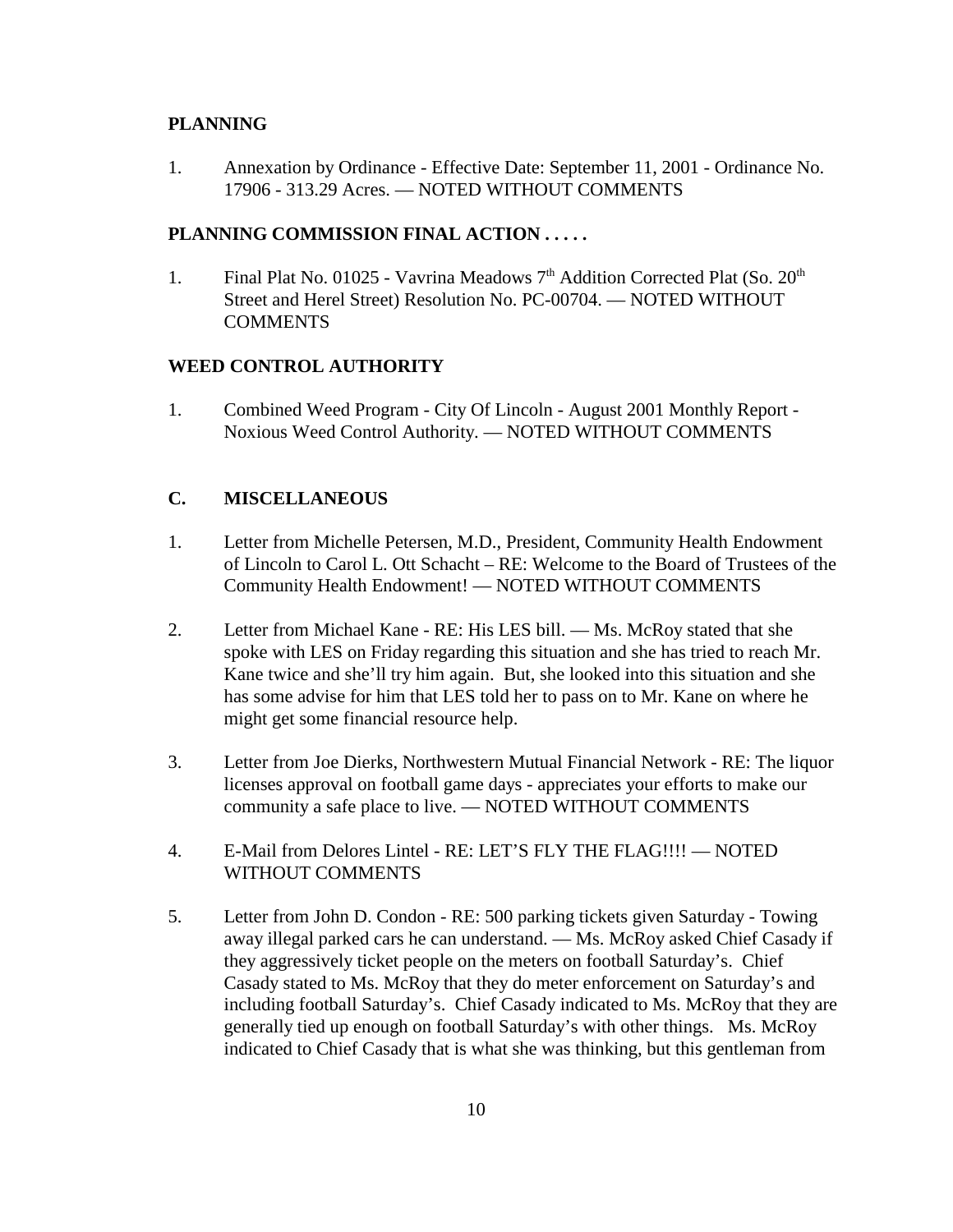**PLANNING**

1. Annexation by Ordinance - Effective Date: September 11, 2001 - Ordinance No. 17906 - 313.29 Acres. — NOTED WITHOUT COMMENTS

**PLANNING COMMISSION FINAL ACTION . . . . .**

1. Final Plat No. 01025 - Vavrina Meadows 7th Addition Corrected Plat (So. 20th Street and Herel Street) Resolution No. PC-00704. — NOTED WITHOUT COMMENTS

**WEED CONTROL AUTHORITY**

1. Combined Weed Program - City Of Lincoln - August 2001 Monthly Report - Noxious Weed Control Authority. — NOTED WITHOUT COMMENTS

**C. MISCELLANEOUS**

1. Letter from Michelle Petersen, M.D., President, Community Health Endowment of Lincoln to Carol L. Ott Schacht – RE: Welcome to the Board of Trustees of the Community Health Endowment! — NOTED WITHOUT COMMENTS

2. Letter from Michael Kane - RE: His LES bill. — Ms. McRoy stated that she spoke with LES on Friday regarding this situation and she has tried to reach Mr. Kane twice and she'll try him again. But, she looked into this situation and she has some advise for him that LES told her to pass on to Mr. Kane on where he might get some financial resource help.

3. Letter from Joe Dierks, Northwestern Mutual Financial Network - RE: The liquor licenses approval on football game days - appreciates your efforts to make our community a safe place to live. — NOTED WITHOUT COMMENTS

4. E-Mail from Delores Lintel - RE: LET'S FLY THE FLAG!!!! — NOTED WITHOUT COMMENTS

5. Letter from John D. Condon - RE: 500 parking tickets given Saturday - Towing away illegal parked cars he can understand. — Ms. McRoy asked Chief Casady if they aggressively ticket people on the meters on football Saturday's. Chief Casady stated to Ms. McRoy that they do meter enforcement on Saturday's and including football Saturday's. Chief Casady indicated to Ms. McRoy that they are generally tied up enough on football Saturday's with other things. Ms. McRoy indicated to Chief Casady that is what she was thinking, but this gentleman from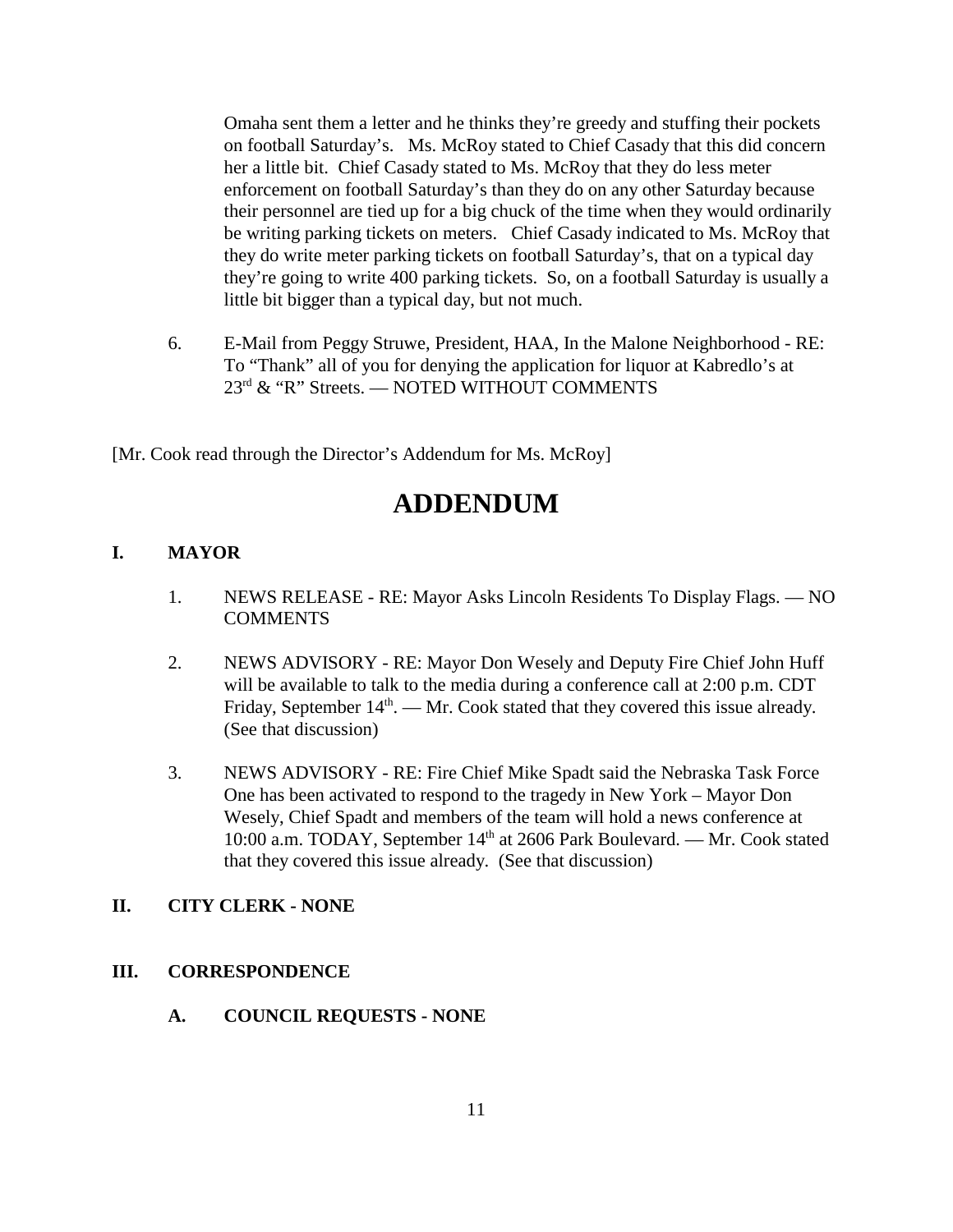Omaha sent them a letter and he thinks they're greedy and stuffing their pockets on football Saturday's. Ms. McRoy stated to Chief Casady that this did concern her a little bit. Chief Casady stated to Ms. McRoy that they do less meter enforcement on football Saturday's than they do on any other Saturday because their personnel are tied up for a big chuck of the time when they would ordinarily be writing parking tickets on meters. Chief Casady indicated to Ms. McRoy that they do write meter parking tickets on football Saturday's, that on a typical day they're going to write 400 parking tickets. So, on a football Saturday is usually a little bit bigger than a typical day, but not much.

6. E-Mail from Peggy Struwe, President, HAA, In the Malone Neighborhood - RE: To "Thank" all of you for denying the application for liquor at Kabredlo's at 23rd & "R" Streets. — NOTED WITHOUT COMMENTS

[Mr. Cook read through the Director's Addendum for Ms. McRoy]

# ADDENDUM

## I. MAYOR

1. NEWS RELEASE - RE: Mayor Asks Lincoln Residents To Display Flags. — NO COMMENTS

2. NEWS ADVISORY - RE: Mayor Don Wesely and Deputy Fire Chief John Huff will be available to talk to the media during a conference call at 2:00 p.m. CDT Friday, September 14th. — Mr. Cook stated that they covered this issue already. (See that discussion)

3. NEWS ADVISORY - RE: Fire Chief Mike Spadt said the Nebraska Task Force One has been activated to respond to the tragedy in New York – Mayor Don Wesely, Chief Spadt and members of the team will hold a news conference at 10:00 a.m. TODAY, September 14th at 2606 Park Boulevard. — Mr. Cook stated that they covered this issue already. (See that discussion)

## II. CITY CLERK - NONE

## III. CORRESPONDENCE

### A. COUNCIL REQUESTS - NONE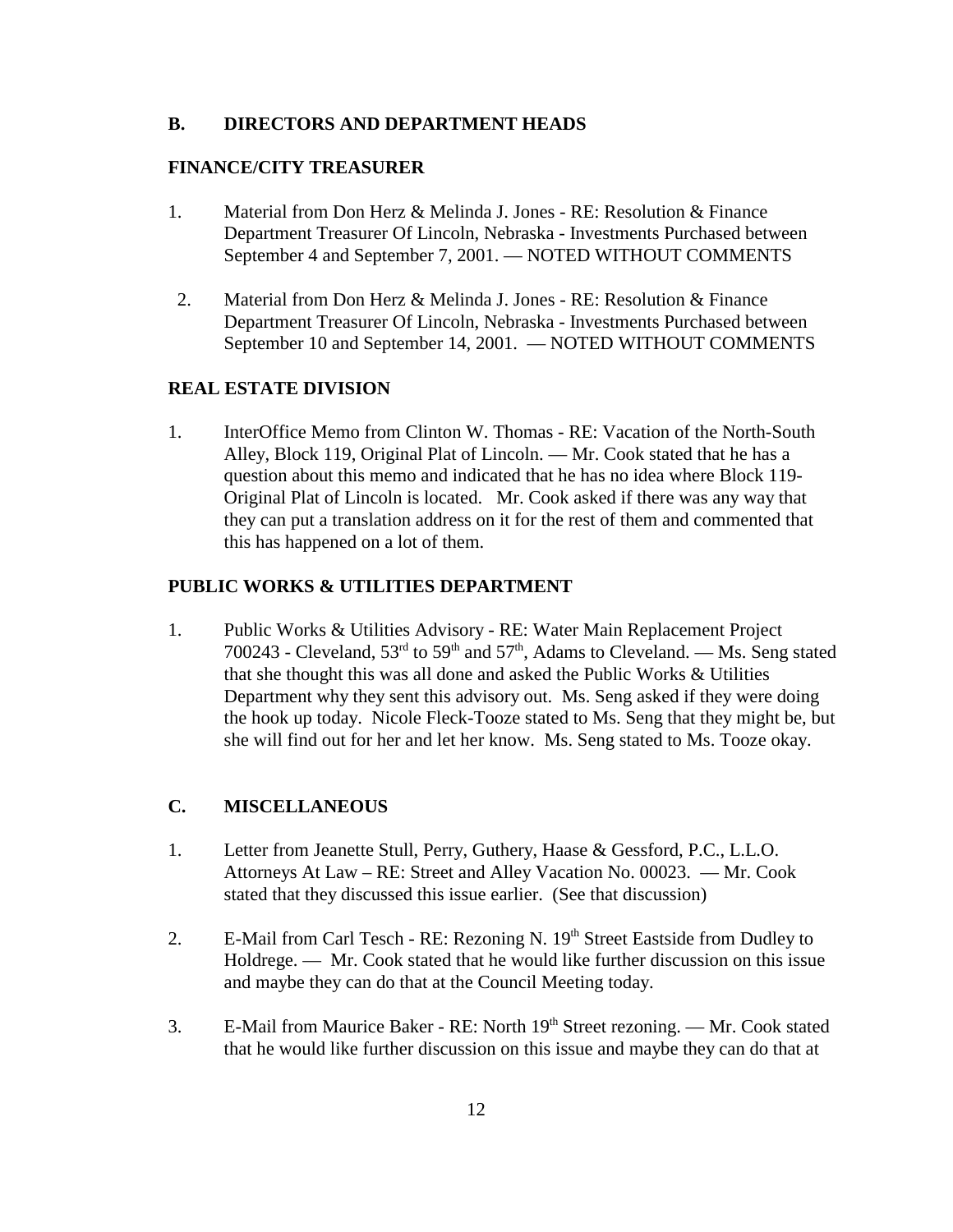## B. DIRECTORS AND DEPARTMENT HEADS

### FINANCE/CITY TREASURER

1. Material from Don Herz & Melinda J. Jones - RE: Resolution & Finance Department Treasurer Of Lincoln, Nebraska - Investments Purchased between September 4 and September 7, 2001. — NOTED WITHOUT COMMENTS

2. Material from Don Herz & Melinda J. Jones - RE: Resolution & Finance Department Treasurer Of Lincoln, Nebraska - Investments Purchased between September 10 and September 14, 2001. — NOTED WITHOUT COMMENTS

### REAL ESTATE DIVISION

1. InterOffice Memo from Clinton W. Thomas - RE: Vacation of the North-South Alley, Block 119, Original Plat of Lincoln. — Mr. Cook stated that he has a question about this memo and indicated that he has no idea where Block 119-Original Plat of Lincoln is located. Mr. Cook asked if there was any way that they can put a translation address on it for the rest of them and commented that this has happened on a lot of them.

### PUBLIC WORKS & UTILITIES DEPARTMENT

1. Public Works & Utilities Advisory - RE: Water Main Replacement Project 700243 - Cleveland, 53rd to 59th and 57th, Adams to Cleveland. — Ms. Seng stated that she thought this was all done and asked the Public Works & Utilities Department why they sent this advisory out. Ms. Seng asked if they were doing the hook up today. Nicole Fleck-Tooze stated to Ms. Seng that they might be, but she will find out for her and let her know. Ms. Seng stated to Ms. Tooze okay.

## C. MISCELLANEOUS

1. Letter from Jeanette Stull, Perry, Guthery, Haase & Gessford, P.C., L.L.O. Attorneys At Law – RE: Street and Alley Vacation No. 00023. — Mr. Cook stated that they discussed this issue earlier. (See that discussion)

2. E-Mail from Carl Tesch - RE: Rezoning N. 19th Street Eastside from Dudley to Holdrege. — Mr. Cook stated that he would like further discussion on this issue and maybe they can do that at the Council Meeting today.

3. E-Mail from Maurice Baker - RE: North 19th Street rezoning. — Mr. Cook stated that he would like further discussion on this issue and maybe they can do that at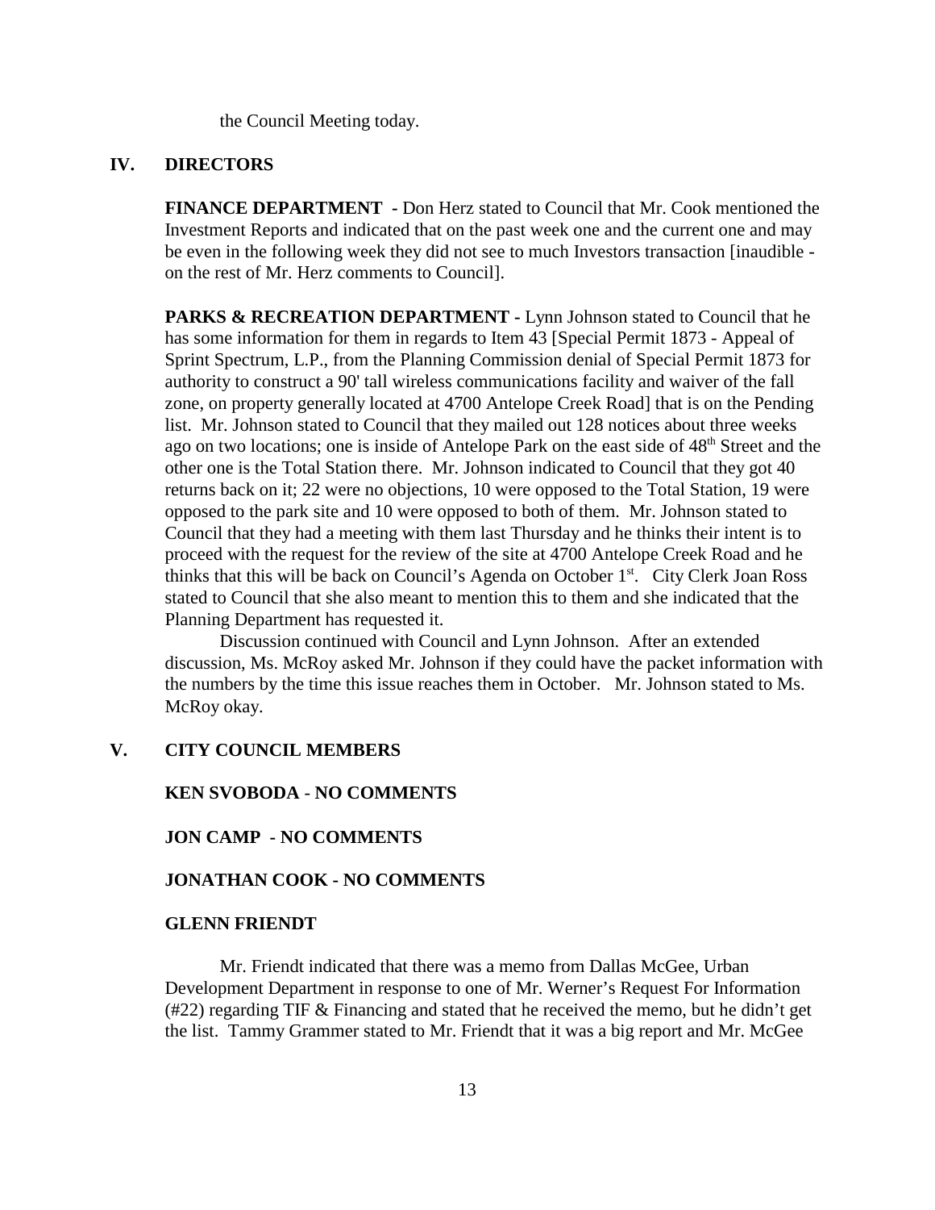the Council Meeting today.

## IV. DIRECTORS

**FINANCE DEPARTMENT -** Don Herz stated to Council that Mr. Cook mentioned the Investment Reports and indicated that on the past week one and the current one and may be even in the following week they did not see to much Investors transaction [inaudible - on the rest of Mr. Herz comments to Council].

**PARKS & RECREATION DEPARTMENT -** Lynn Johnson stated to Council that he has some information for them in regards to Item 43 [Special Permit 1873 - Appeal of Sprint Spectrum, L.P., from the Planning Commission denial of Special Permit 1873 for authority to construct a 90' tall wireless communications facility and waiver of the fall zone, on property generally located at 4700 Antelope Creek Road] that is on the Pending list. Mr. Johnson stated to Council that they mailed out 128 notices about three weeks ago on two locations; one is inside of Antelope Park on the east side of 48th Street and the other one is the Total Station there. Mr. Johnson indicated to Council that they got 40 returns back on it; 22 were no objections, 10 were opposed to the Total Station, 19 were opposed to the park site and 10 were opposed to both of them. Mr. Johnson stated to Council that they had a meeting with them last Thursday and he thinks their intent is to proceed with the request for the review of the site at 4700 Antelope Creek Road and he thinks that this will be back on Council's Agenda on October 1st. City Clerk Joan Ross stated to Council that she also meant to mention this to them and she indicated that the Planning Department has requested it.

Discussion continued with Council and Lynn Johnson. After an extended discussion, Ms. McRoy asked Mr. Johnson if they could have the packet information with the numbers by the time this issue reaches them in October. Mr. Johnson stated to Ms. McRoy okay.

## V. CITY COUNCIL MEMBERS

**KEN SVOBODA - NO COMMENTS**

**JON CAMP - NO COMMENTS**

**JONATHAN COOK - NO COMMENTS**

**GLENN FRIENDT**

Mr. Friendt indicated that there was a memo from Dallas McGee, Urban Development Department in response to one of Mr. Werner's Request For Information (#22) regarding TIF & Financing and stated that he received the memo, but he didn't get the list. Tammy Grammer stated to Mr. Friendt that it was a big report and Mr. McGee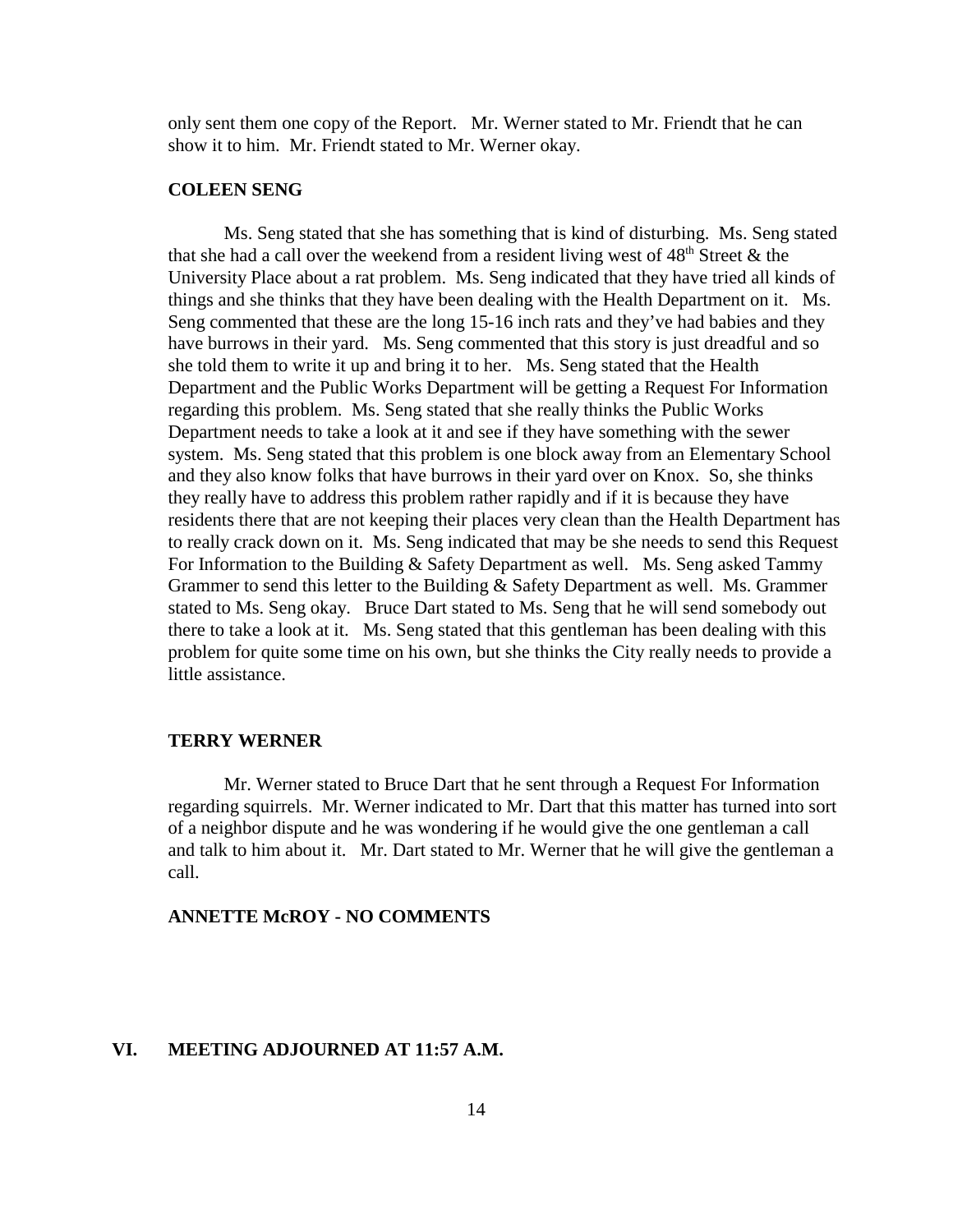only sent them one copy of the Report. Mr. Werner stated to Mr. Friendt that he can show it to him. Mr. Friendt stated to Mr. Werner okay.

**COLEEN SENG**

Ms. Seng stated that she has something that is kind of disturbing. Ms. Seng stated that she had a call over the weekend from a resident living west of 48th Street & the University Place about a rat problem. Ms. Seng indicated that they have tried all kinds of things and she thinks that they have been dealing with the Health Department on it. Ms. Seng commented that these are the long 15-16 inch rats and they've had babies and they have burrows in their yard. Ms. Seng commented that this story is just dreadful and so she told them to write it up and bring it to her. Ms. Seng stated that the Health Department and the Public Works Department will be getting a Request For Information regarding this problem. Ms. Seng stated that she really thinks the Public Works Department needs to take a look at it and see if they have something with the sewer system. Ms. Seng stated that this problem is one block away from an Elementary School and they also know folks that have burrows in their yard over on Knox. So, she thinks they really have to address this problem rather rapidly and if it is because they have residents there that are not keeping their places very clean than the Health Department has to really crack down on it. Ms. Seng indicated that may be she needs to send this Request For Information to the Building & Safety Department as well. Ms. Seng asked Tammy Grammer to send this letter to the Building & Safety Department as well. Ms. Grammer stated to Ms. Seng okay. Bruce Dart stated to Ms. Seng that he will send somebody out there to take a look at it. Ms. Seng stated that this gentleman has been dealing with this problem for quite some time on his own, but she thinks the City really needs to provide a little assistance.

**TERRY WERNER**

Mr. Werner stated to Bruce Dart that he sent through a Request For Information regarding squirrels. Mr. Werner indicated to Mr. Dart that this matter has turned into sort of a neighbor dispute and he was wondering if he would give the one gentleman a call and talk to him about it. Mr. Dart stated to Mr. Werner that he will give the gentleman a call.

**ANNETTE McROY - NO COMMENTS**

## VI. MEETING ADJOURNED AT 11:57 A.M.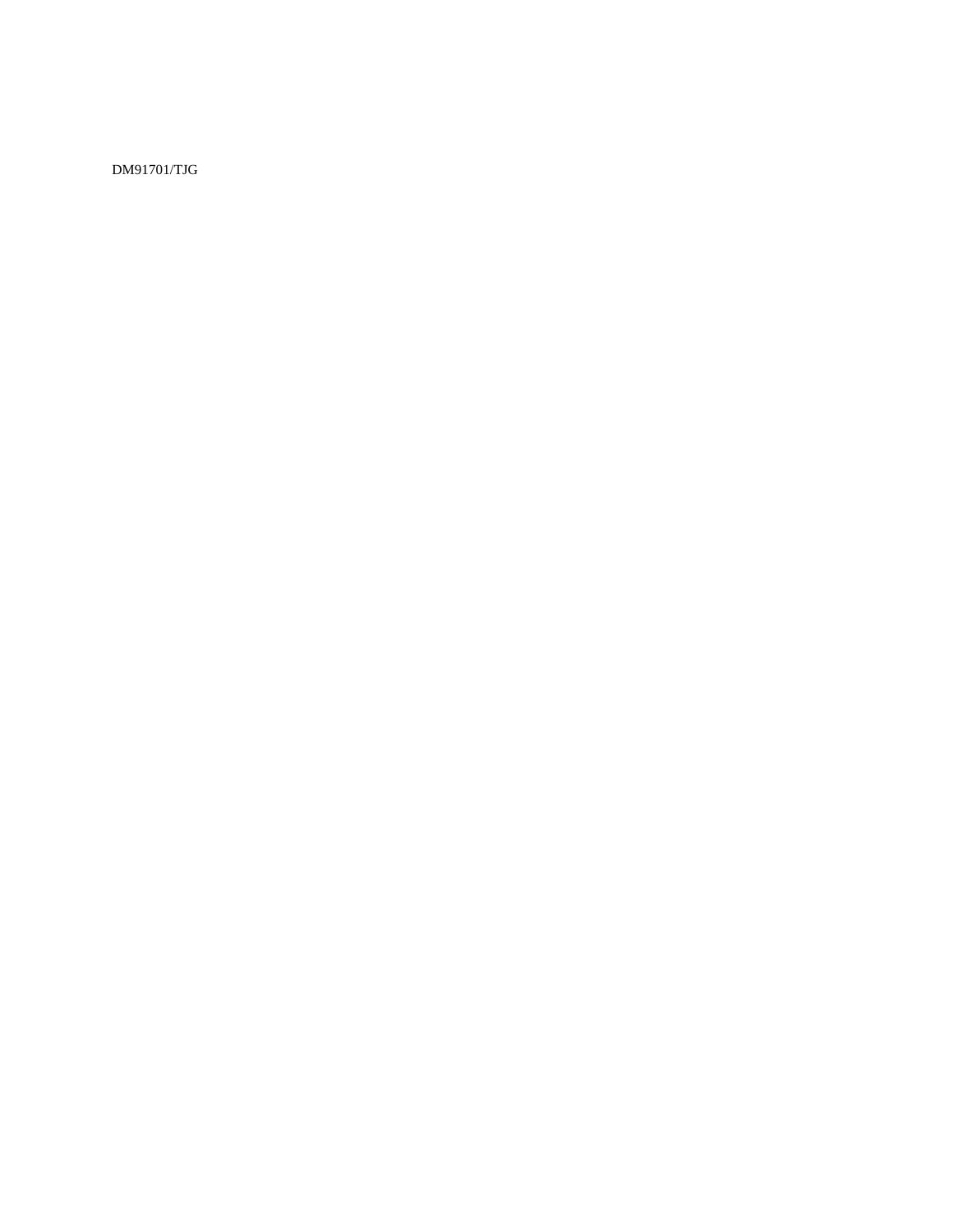DM91701/TJG